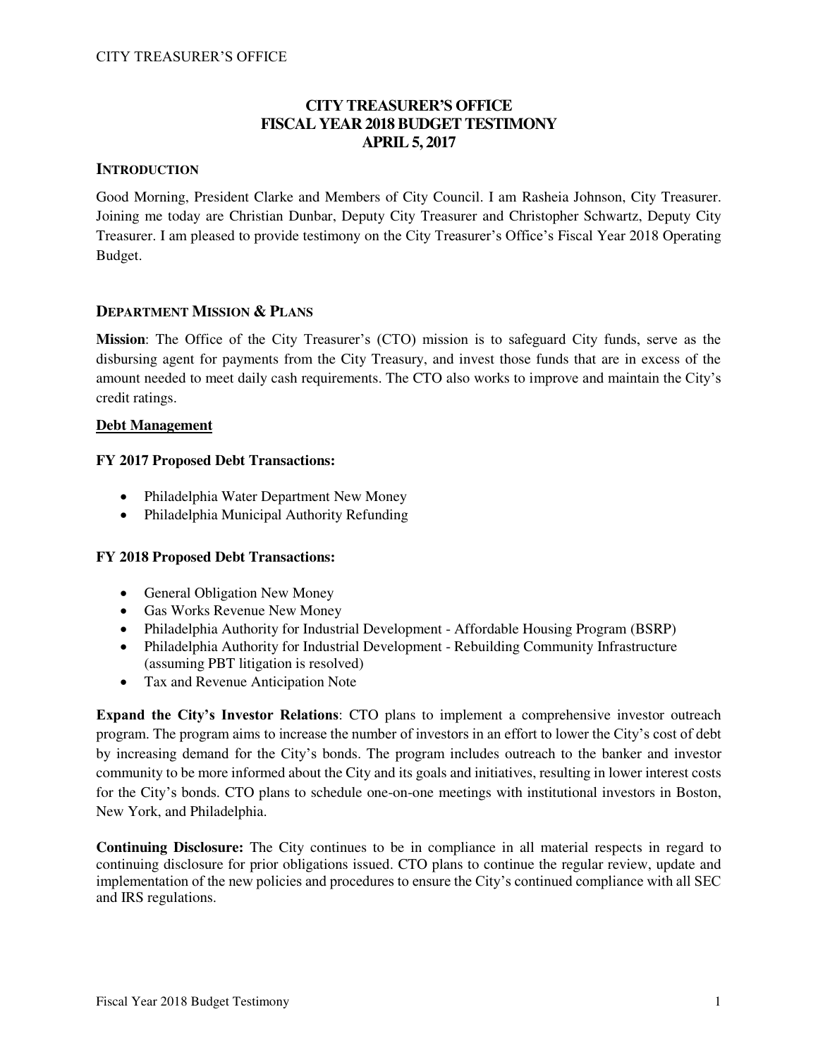# CITY TREASURER'S OFFICE
# FISCAL YEAR 2018 BUDGET TESTIMONY
# APRIL 5, 2017

## INTRODUCTION

Good Morning, President Clarke and Members of City Council. I am Rasheia Johnson, City Treasurer. Joining me today are Christian Dunbar, Deputy City Treasurer and Christopher Schwartz, Deputy City Treasurer. I am pleased to provide testimony on the City Treasurer's Office's Fiscal Year 2018 Operating Budget.

## DEPARTMENT MISSION & PLANS

**Mission**: The Office of the City Treasurer's (CTO) mission is to safeguard City funds, serve as the disbursing agent for payments from the City Treasury, and invest those funds that are in excess of the amount needed to meet daily cash requirements. The CTO also works to improve and maintain the City's credit ratings.

**Debt Management**

**FY 2017 Proposed Debt Transactions:**

- Philadelphia Water Department New Money
- Philadelphia Municipal Authority Refunding

**FY 2018 Proposed Debt Transactions:**

- General Obligation New Money
- Gas Works Revenue New Money
- Philadelphia Authority for Industrial Development - Affordable Housing Program (BSRP)
- Philadelphia Authority for Industrial Development - Rebuilding Community Infrastructure (assuming PBT litigation is resolved)
- Tax and Revenue Anticipation Note

**Expand the City's Investor Relations**: CTO plans to implement a comprehensive investor outreach program. The program aims to increase the number of investors in an effort to lower the City's cost of debt by increasing demand for the City's bonds. The program includes outreach to the banker and investor community to be more informed about the City and its goals and initiatives, resulting in lower interest costs for the City's bonds. CTO plans to schedule one-on-one meetings with institutional investors in Boston, New York, and Philadelphia.

**Continuing Disclosure:** The City continues to be in compliance in all material respects in regard to continuing disclosure for prior obligations issued. CTO plans to continue the regular review, update and implementation of the new policies and procedures to ensure the City's continued compliance with all SEC and IRS regulations.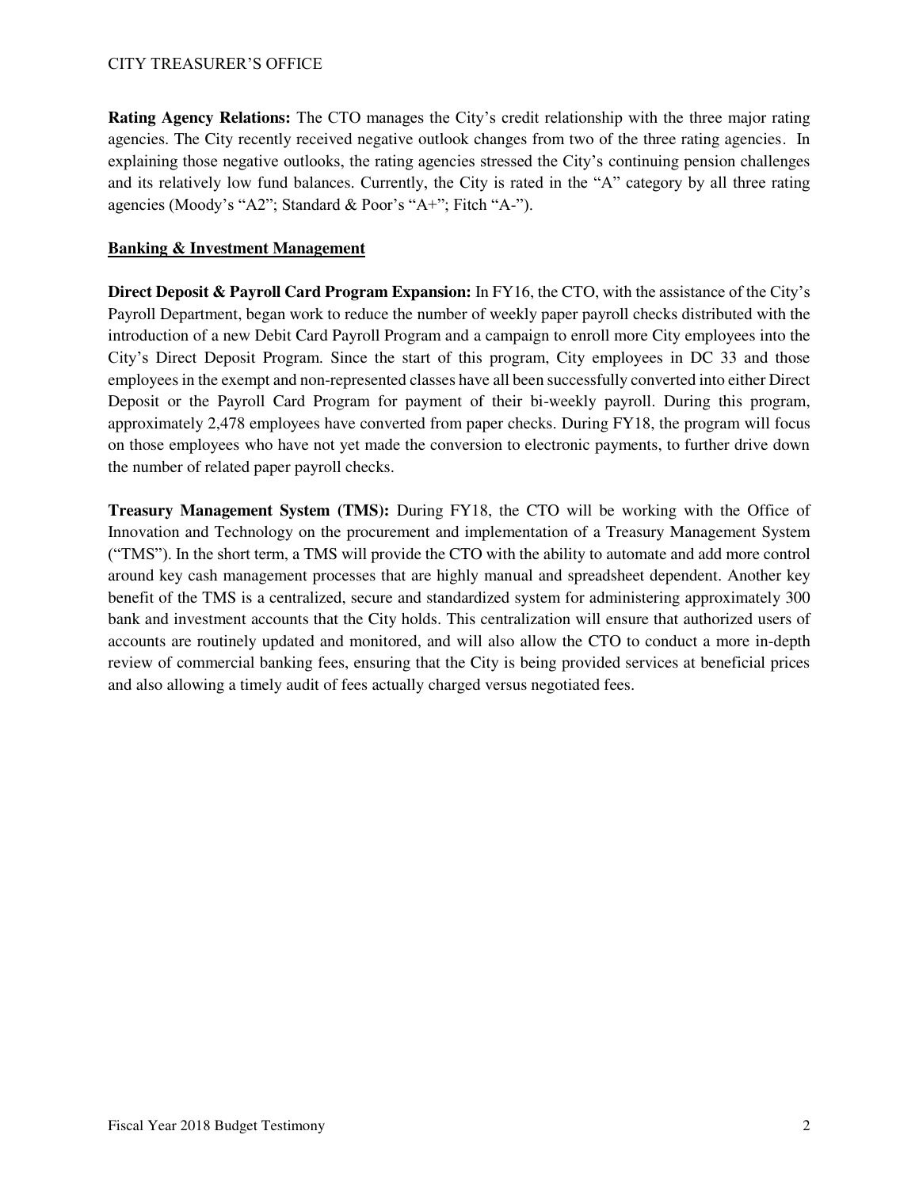**Rating Agency Relations:** The CTO manages the City's credit relationship with the three major rating agencies. The City recently received negative outlook changes from two of the three rating agencies. In explaining those negative outlooks, the rating agencies stressed the City's continuing pension challenges and its relatively low fund balances. Currently, the City is rated in the "A" category by all three rating agencies (Moody's "A2"; Standard & Poor's "A+"; Fitch "A-").

**Banking & Investment Management**

**Direct Deposit & Payroll Card Program Expansion:** In FY16, the CTO, with the assistance of the City's Payroll Department, began work to reduce the number of weekly paper payroll checks distributed with the introduction of a new Debit Card Payroll Program and a campaign to enroll more City employees into the City's Direct Deposit Program. Since the start of this program, City employees in DC 33 and those employees in the exempt and non-represented classes have all been successfully converted into either Direct Deposit or the Payroll Card Program for payment of their bi-weekly payroll. During this program, approximately 2,478 employees have converted from paper checks. During FY18, the program will focus on those employees who have not yet made the conversion to electronic payments, to further drive down the number of related paper payroll checks.

**Treasury Management System (TMS):** During FY18, the CTO will be working with the Office of Innovation and Technology on the procurement and implementation of a Treasury Management System ("TMS"). In the short term, a TMS will provide the CTO with the ability to automate and add more control around key cash management processes that are highly manual and spreadsheet dependent. Another key benefit of the TMS is a centralized, secure and standardized system for administering approximately 300 bank and investment accounts that the City holds. This centralization will ensure that authorized users of accounts are routinely updated and monitored, and will also allow the CTO to conduct a more in-depth review of commercial banking fees, ensuring that the City is being provided services at beneficial prices and also allowing a timely audit of fees actually charged versus negotiated fees.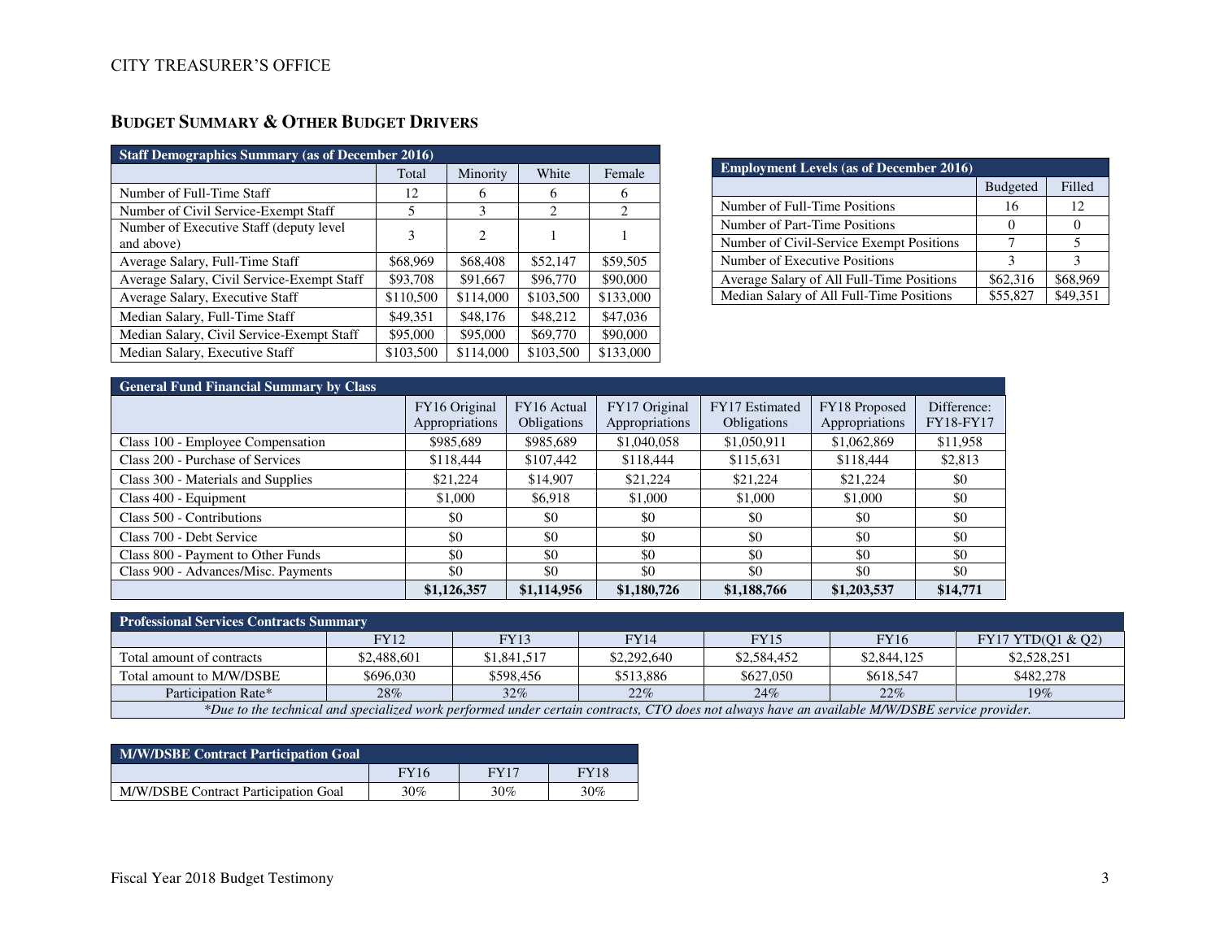## BUDGET SUMMARY & OTHER BUDGET DRIVERS

| Staff Demographics Summary (as of December 2016) | | | | |
|---|---|---|---|---|
| | Total | Minority | White | Female |
| Number of Full-Time Staff | 12 | 6 | 6 | 6 |
| Number of Civil Service-Exempt Staff | 5 | 3 | 2 | 2 |
| Number of Executive Staff (deputy level and above) | 3 | 2 | 1 | 1 |
| Average Salary, Full-Time Staff | $68,969 | $68,408 | $52,147 | $59,505 |
| Average Salary, Civil Service-Exempt Staff | $93,708 | $91,667 | $96,770 | $90,000 |
| Average Salary, Executive Staff | $110,500 | $114,000 | $103,500 | $133,000 |
| Median Salary, Full-Time Staff | $49,351 | $48,176 | $48,212 | $47,036 |
| Median Salary, Civil Service-Exempt Staff | $95,000 | $95,000 | $69,770 | $90,000 |
| Median Salary, Executive Staff | $103,500 | $114,000 | $103,500 | $133,000 |

| Employment Levels (as of December 2016) | | |
|---|---|---|
| | Budgeted | Filled |
| Number of Full-Time Positions | 16 | 12 |
| Number of Part-Time Positions | 0 | 0 |
| Number of Civil-Service Exempt Positions | 7 | 5 |
| Number of Executive Positions | 3 | 3 |
| Average Salary of All Full-Time Positions | $62,316 | $68,969 |
| Median Salary of All Full-Time Positions | $55,827 | $49,351 |

| General Fund Financial Summary by Class | | | | | | |
|---|---|---|---|---|---|---|
| | FY16 Original Appropriations | FY16 Actual Obligations | FY17 Original Appropriations | FY17 Estimated Obligations | FY18 Proposed Appropriations | Difference: FY18-FY17 |
| Class 100 - Employee Compensation | $985,689 | $985,689 | $1,040,058 | $1,050,911 | $1,062,869 | $11,958 |
| Class 200 - Purchase of Services | $118,444 | $107,442 | $118,444 | $115,631 | $118,444 | $2,813 |
| Class 300 - Materials and Supplies | $21,224 | $14,907 | $21,224 | $21,224 | $21,224 | $0 |
| Class 400 - Equipment | $1,000 | $6,918 | $1,000 | $1,000 | $1,000 | $0 |
| Class 500 - Contributions | $0 | $0 | $0 | $0 | $0 | $0 |
| Class 700 - Debt Service | $0 | $0 | $0 | $0 | $0 | $0 |
| Class 800 - Payment to Other Funds | $0 | $0 | $0 | $0 | $0 | $0 |
| Class 900 - Advances/Misc. Payments | $0 | $0 | $0 | $0 | $0 | $0 |
| | **$1,126,357** | **$1,114,956** | **$1,180,726** | **$1,188,766** | **$1,203,537** | **$14,771** |

| Professional Services Contracts Summary | | | | | | |
|---|---|---|---|---|---|---|
| | FY12 | FY13 | FY14 | FY15 | FY16 | FY17 YTD(Q1 & Q2) |
| Total amount of contracts | $2,488,601 | $1,841,517 | $2,292,640 | $2,584,452 | $2,844,125 | $2,528,251 |
| Total amount to M/W/DSBE | $696,030 | $598,456 | $513,886 | $627,050 | $618,547 | $482,278 |
| Participation Rate* | 28% | 32% | 22% | 24% | 22% | 19% |

*\*Due to the technical and specialized work performed under certain contracts, CTO does not always have an available M/W/DSBE service provider.*

| M/W/DSBE Contract Participation Goal | | | |
|---|---|---|---|
| | FY16 | FY17 | FY18 |
| M/W/DSBE Contract Participation Goal | 30% | 30% | 30% |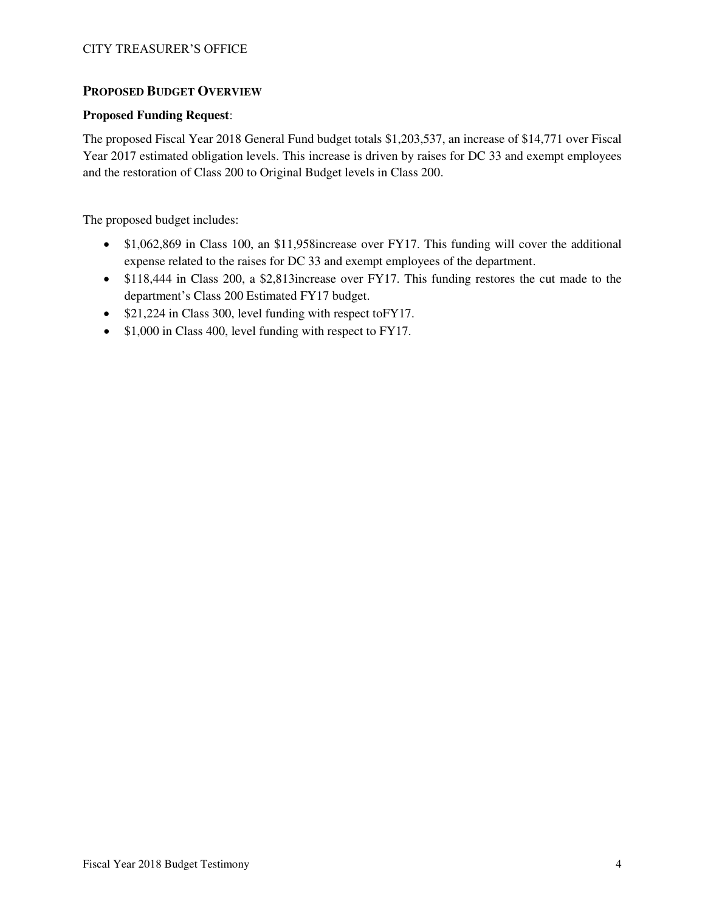## Proposed Budget Overview

**Proposed Funding Request**:

The proposed Fiscal Year 2018 General Fund budget totals $1,203,537, an increase of $14,771 over Fiscal Year 2017 estimated obligation levels. This increase is driven by raises for DC 33 and exempt employees and the restoration of Class 200 to Original Budget levels in Class 200.

The proposed budget includes:

- $1,062,869 in Class 100, an $11,958increase over FY17. This funding will cover the additional expense related to the raises for DC 33 and exempt employees of the department.
- $118,444 in Class 200, a $2,813increase over FY17. This funding restores the cut made to the department's Class 200 Estimated FY17 budget.
- $21,224 in Class 300, level funding with respect toFY17.
- $1,000 in Class 400, level funding with respect to FY17.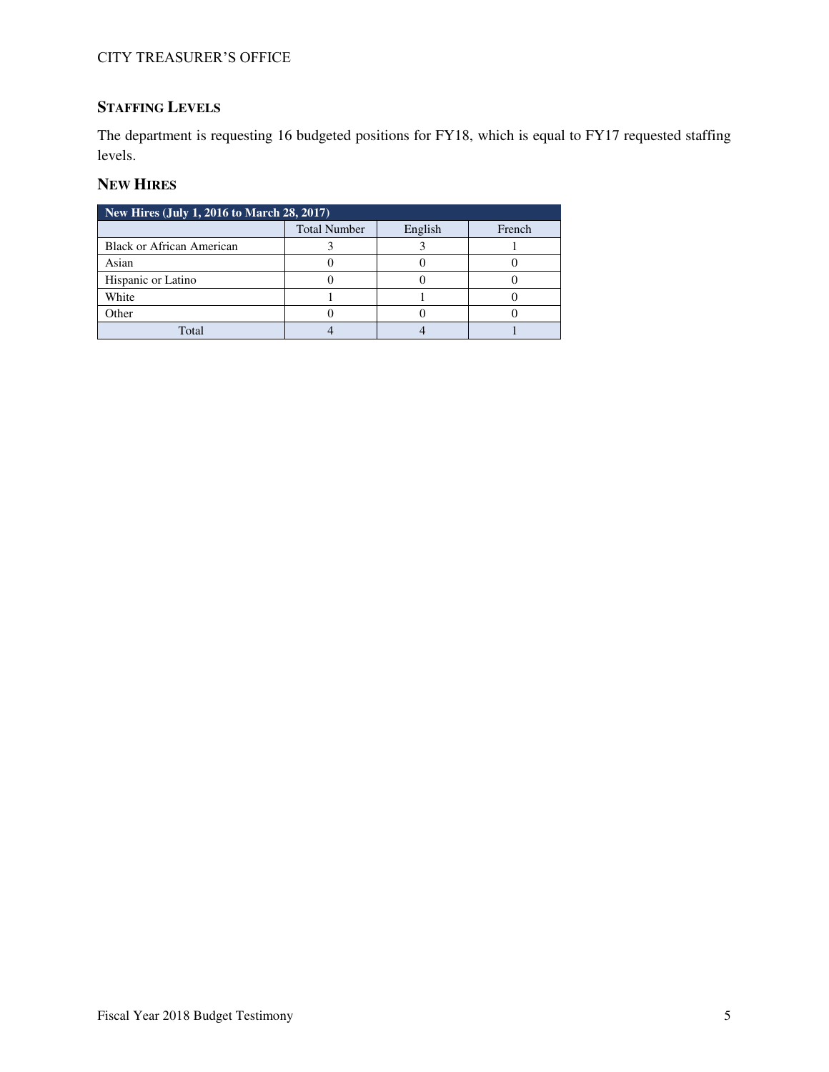## STAFFING LEVELS

The department is requesting 16 budgeted positions for FY18, which is equal to FY17 requested staffing levels.

## NEW HIRES

| New Hires (July 1, 2016 to March 28, 2017) | | | |
|---|---|---|---|
| | Total Number | English | French |
| Black or African American | 3 | 3 | 1 |
| Asian | 0 | 0 | 0 |
| Hispanic or Latino | 0 | 0 | 0 |
| White | 1 | 1 | 0 |
| Other | 0 | 0 | 0 |
| Total | 4 | 4 | 1 |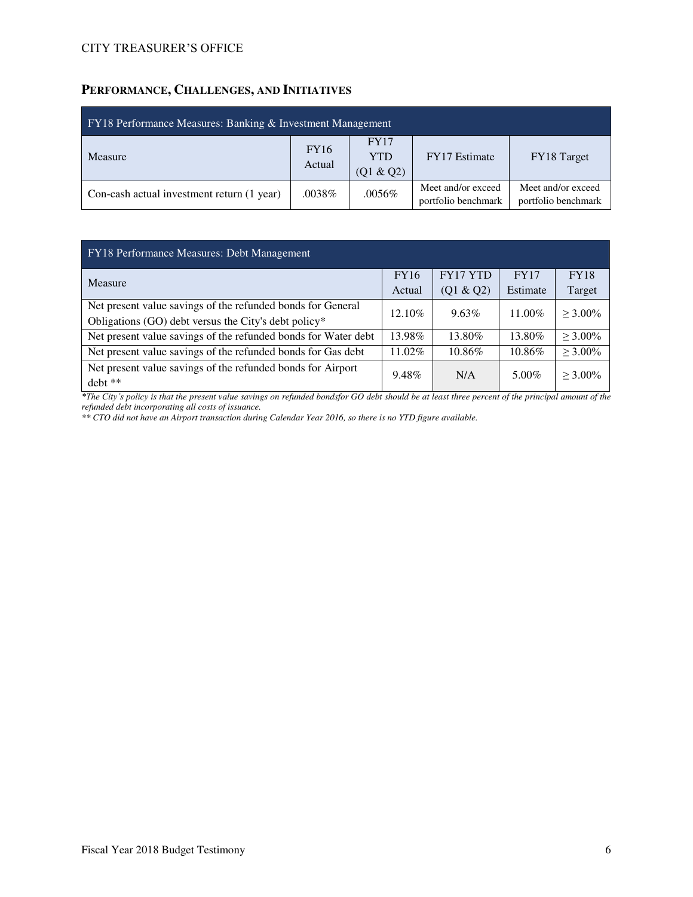## PERFORMANCE, CHALLENGES, AND INITIATIVES

| FY18 Performance Measures: Banking & Investment Management | | | | |
|---|---|---|---|---|
| Measure | FY16 Actual | FY17 YTD (Q1 & Q2) | FY17 Estimate | FY18 Target |
| Con-cash actual investment return (1 year) | .0038% | .0056% | Meet and/or exceed portfolio benchmark | Meet and/or exceed portfolio benchmark |

| FY18 Performance Measures: Debt Management | | | | |
|---|---|---|---|---|
| Measure | FY16 Actual | FY17 YTD (Q1 & Q2) | FY17 Estimate | FY18 Target |
| Net present value savings of the refunded bonds for General Obligations (GO) debt versus the City's debt policy* | 12.10% | 9.63% | 11.00% | ≥ 3.00% |
| Net present value savings of the refunded bonds for Water debt | 13.98% | 13.80% | 13.80% | ≥ 3.00% |
| Net present value savings of the refunded bonds for Gas debt | 11.02% | 10.86% | 10.86% | ≥ 3.00% |
| Net present value savings of the refunded bonds for Airport debt ** | 9.48% | N/A | 5.00% | ≥ 3.00% |

*\*The City's policy is that the present value savings on refunded bondsfor GO debt should be at least three percent of the principal amount of the refunded debt incorporating all costs of issuance.*

*\*\* CTO did not have an Airport transaction during Calendar Year 2016, so there is no YTD figure available.*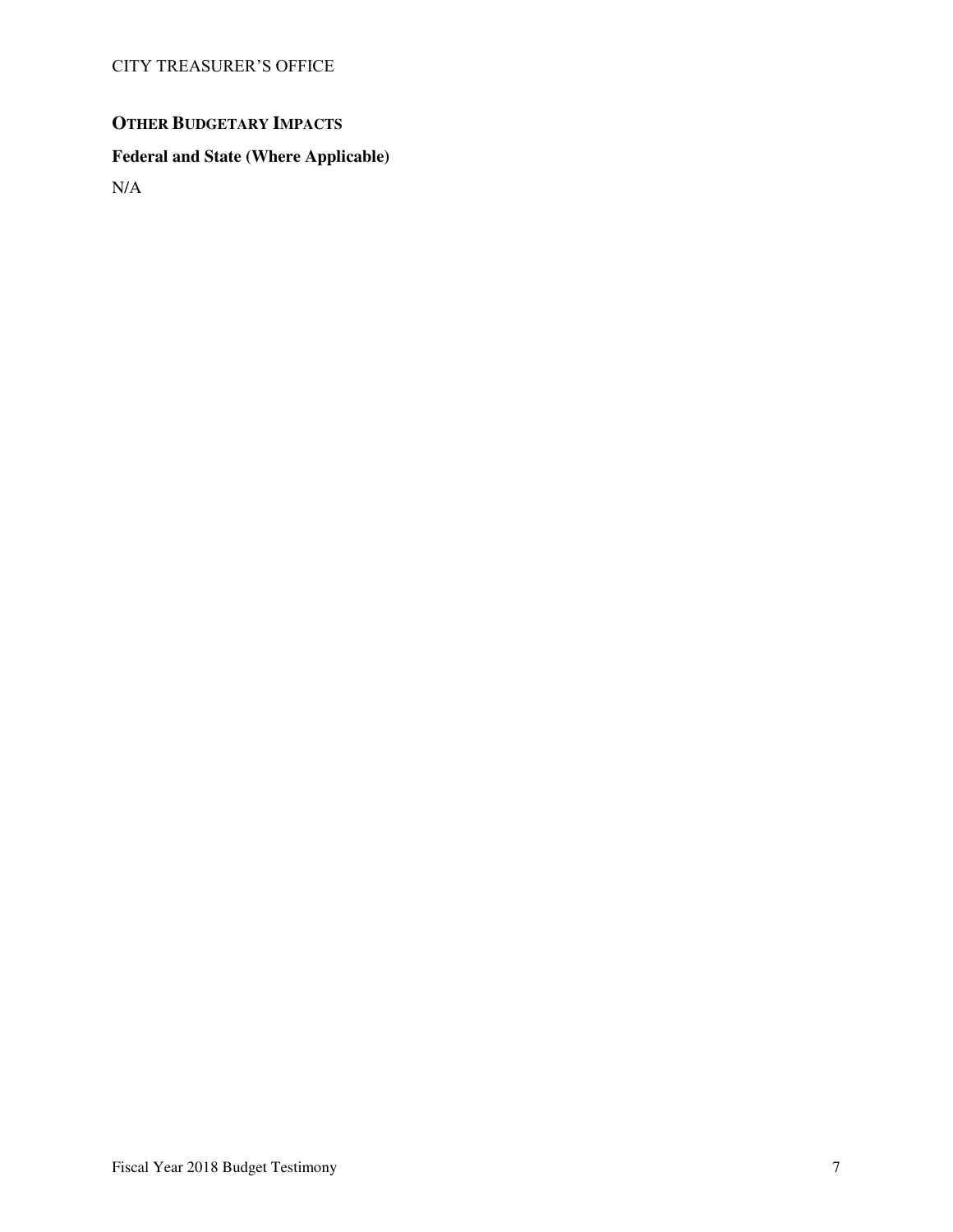## OTHER BUDGETARY IMPACTS

### Federal and State (Where Applicable)

N/A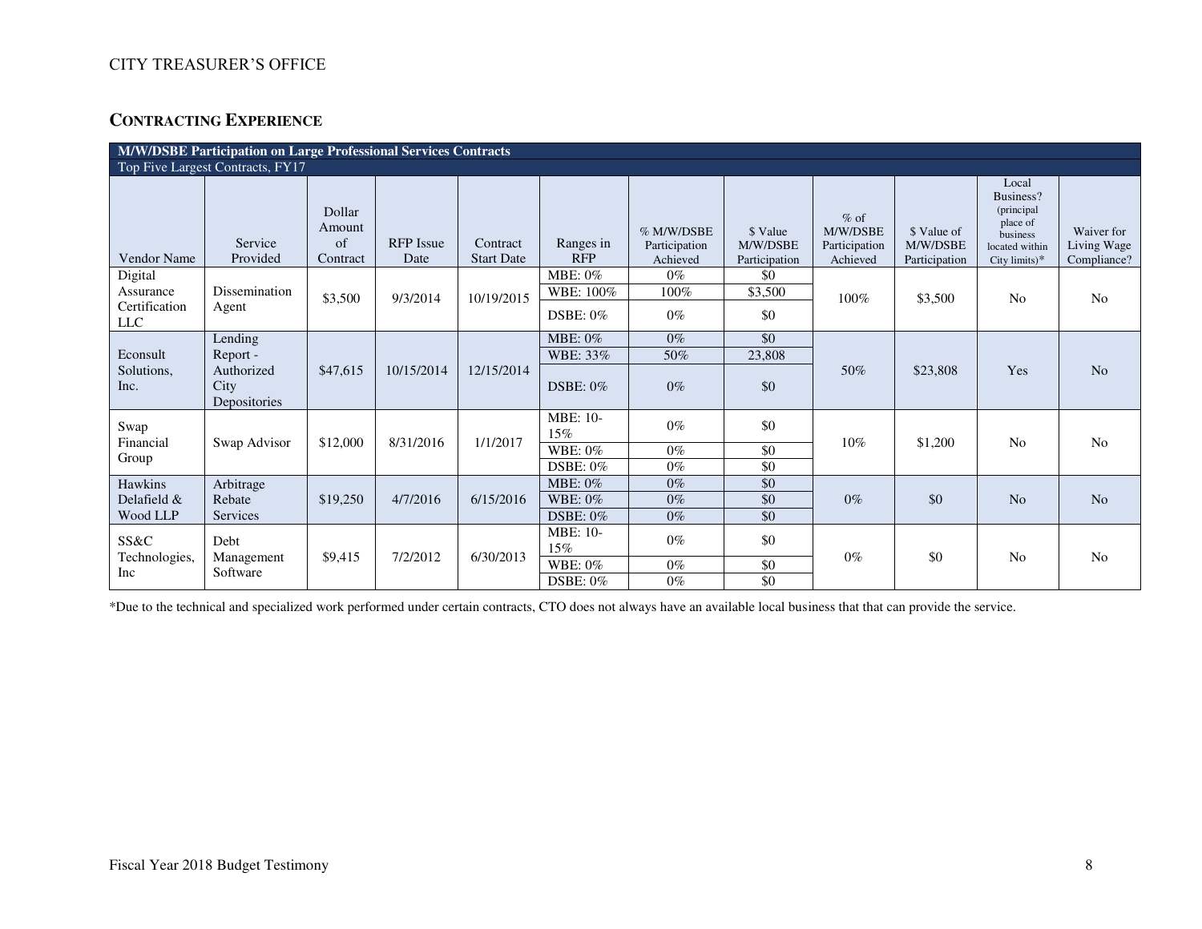CITY TREASURER'S OFFICE

## CONTRACTING EXPERIENCE

| M/W/DSBE Participation on Large Professional Services Contracts | | | | | | | | | | | |
|---|---|---|---|---|---|---|---|---|---|---|---|
| Top Five Largest Contracts, FY17 | | | | | | | | | | | |
| Vendor Name | Service Provided | Dollar Amount of Contract | RFP Issue Date | Contract Start Date | Ranges in RFP | % M/W/DSBE Participation Achieved | $ Value M/W/DSBE Participation | % of M/W/DSBE Participation Achieved | $ Value of M/W/DSBE Participation | Local Business? (principal place of business located within City limits)* | Waiver for Living Wage Compliance? |
| Digital Assurance Certification LLC | Dissemination Agent | $3,500 | 9/3/2014 | 10/19/2015 | MBE: 0% | 0% | $0 | 100% | $3,500 | No | No |
| | | | | | WBE: 100% | 100% | $3,500 | | | | |
| | | | | | DSBE: 0% | 0% | $0 | | | | |
| Econsult Solutions, Inc. | Lending Report - Authorized City Depositories | $47,615 | 10/15/2014 | 12/15/2014 | MBE: 0% | 0% | $0 | 50% | $23,808 | Yes | No |
| | | | | | WBE: 33% | 50% | 23,808 | | | | |
| | | | | | DSBE: 0% | 0% | $0 | | | | |
| Swap Financial Group | Swap Advisor | $12,000 | 8/31/2016 | 1/1/2017 | MBE: 10-15% | 0% | $0 | 10% | $1,200 | No | No |
| | | | | | WBE: 0% | 0% | $0 | | | | |
| | | | | | DSBE: 0% | 0% | $0 | | | | |
| Hawkins Delafield & Wood LLP | Arbitrage Rebate Services | $19,250 | 4/7/2016 | 6/15/2016 | MBE: 0% | 0% | $0 | 0% | $0 | No | No |
| | | | | | WBE: 0% | 0% | $0 | | | | |
| | | | | | DSBE: 0% | 0% | $0 | | | | |
| SS&C Technologies, Inc | Debt Management Software | $9,415 | 7/2/2012 | 6/30/2013 | MBE: 10-15% | 0% | $0 | 0% | $0 | No | No |
| | | | | | WBE: 0% | 0% | $0 | | | | |
| | | | | | DSBE: 0% | 0% | $0 | | | | |

*Due to the technical and specialized work performed under certain contracts, CTO does not always have an available local business that that can provide the service.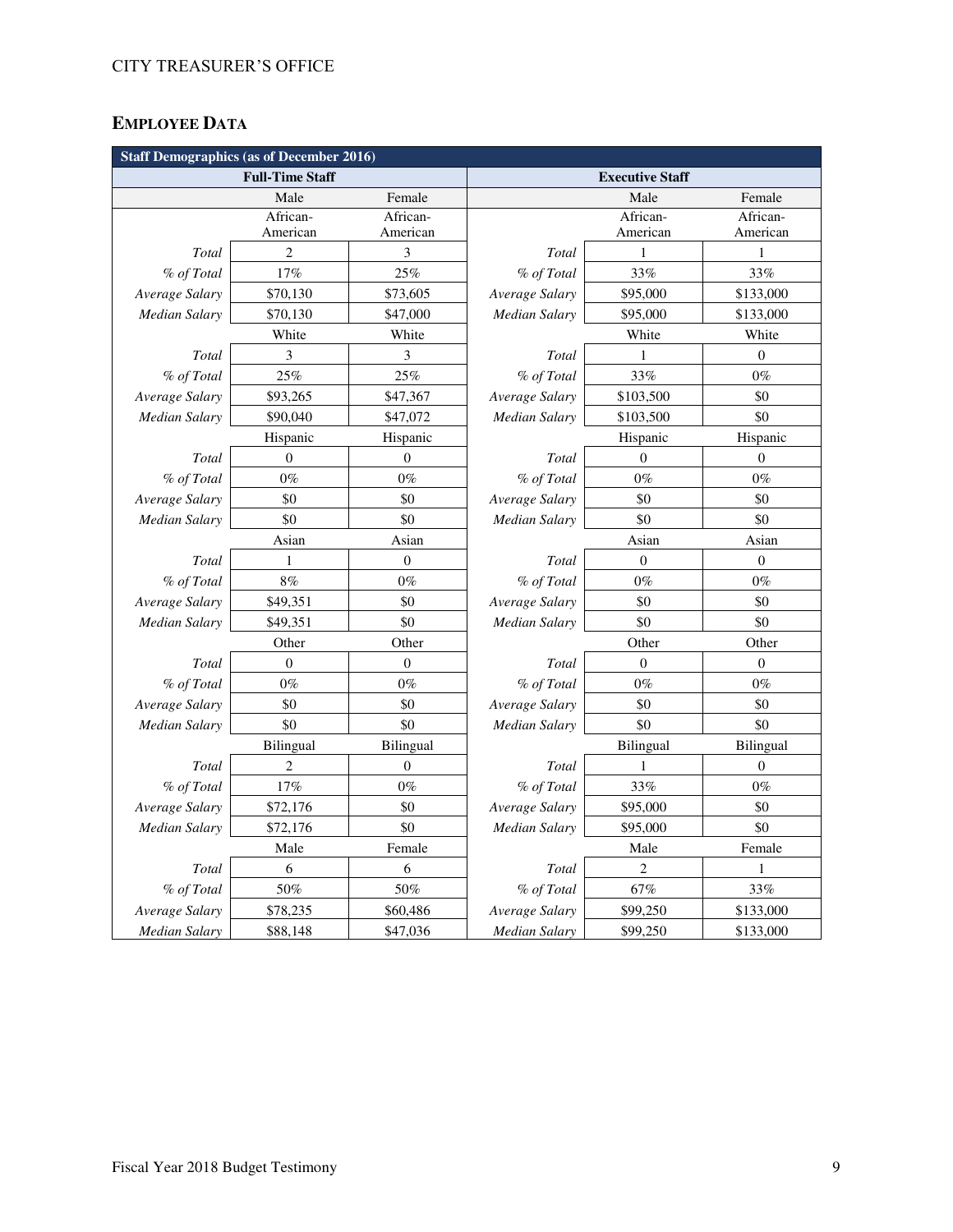## EMPLOYEE DATA

| Staff Demographics (as of December 2016) | | | | | |
|---|---|---|---|---|---|
| **Full-Time Staff** | | | **Executive Staff** | | |
| | Male | Female | | Male | Female |
| | African-American | African-American | | African-American | African-American |
| *Total* | 2 | 3 | *Total* | 1 | 1 |
| *% of Total* | 17% | 25% | *% of Total* | 33% | 33% |
| *Average Salary* | $70,130 | $73,605 | *Average Salary* | $95,000 | $133,000 |
| *Median Salary* | $70,130 | $47,000 | *Median Salary* | $95,000 | $133,000 |
| | White | White | | White | White |
| *Total* | 3 | 3 | *Total* | 1 | 0 |
| *% of Total* | 25% | 25% | *% of Total* | 33% | 0% |
| *Average Salary* | $93,265 | $47,367 | *Average Salary* | $103,500 | $0 |
| *Median Salary* | $90,040 | $47,072 | *Median Salary* | $103,500 | $0 |
| | Hispanic | Hispanic | | Hispanic | Hispanic |
| *Total* | 0 | 0 | *Total* | 0 | 0 |
| *% of Total* | 0% | 0% | *% of Total* | 0% | 0% |
| *Average Salary* | $0 | $0 | *Average Salary* | $0 | $0 |
| *Median Salary* | $0 | $0 | *Median Salary* | $0 | $0 |
| | Asian | Asian | | Asian | Asian |
| *Total* | 1 | 0 | *Total* | 0 | 0 |
| *% of Total* | 8% | 0% | *% of Total* | 0% | 0% |
| *Average Salary* | $49,351 | $0 | *Average Salary* | $0 | $0 |
| *Median Salary* | $49,351 | $0 | *Median Salary* | $0 | $0 |
| | Other | Other | | Other | Other |
| *Total* | 0 | 0 | *Total* | 0 | 0 |
| *% of Total* | 0% | 0% | *% of Total* | 0% | 0% |
| *Average Salary* | $0 | $0 | *Average Salary* | $0 | $0 |
| *Median Salary* | $0 | $0 | *Median Salary* | $0 | $0 |
| | Bilingual | Bilingual | | Bilingual | Bilingual |
| *Total* | 2 | 0 | *Total* | 1 | 0 |
| *% of Total* | 17% | 0% | *% of Total* | 33% | 0% |
| *Average Salary* | $72,176 | $0 | *Average Salary* | $95,000 | $0 |
| *Median Salary* | $72,176 | $0 | *Median Salary* | $95,000 | $0 |
| | Male | Female | | Male | Female |
| *Total* | 6 | 6 | *Total* | 2 | 1 |
| *% of Total* | 50% | 50% | *% of Total* | 67% | 33% |
| *Average Salary* | $78,235 | $60,486 | *Average Salary* | $99,250 | $133,000 |
| *Median Salary* | $88,148 | $47,036 | *Median Salary* | $99,250 | $133,000 |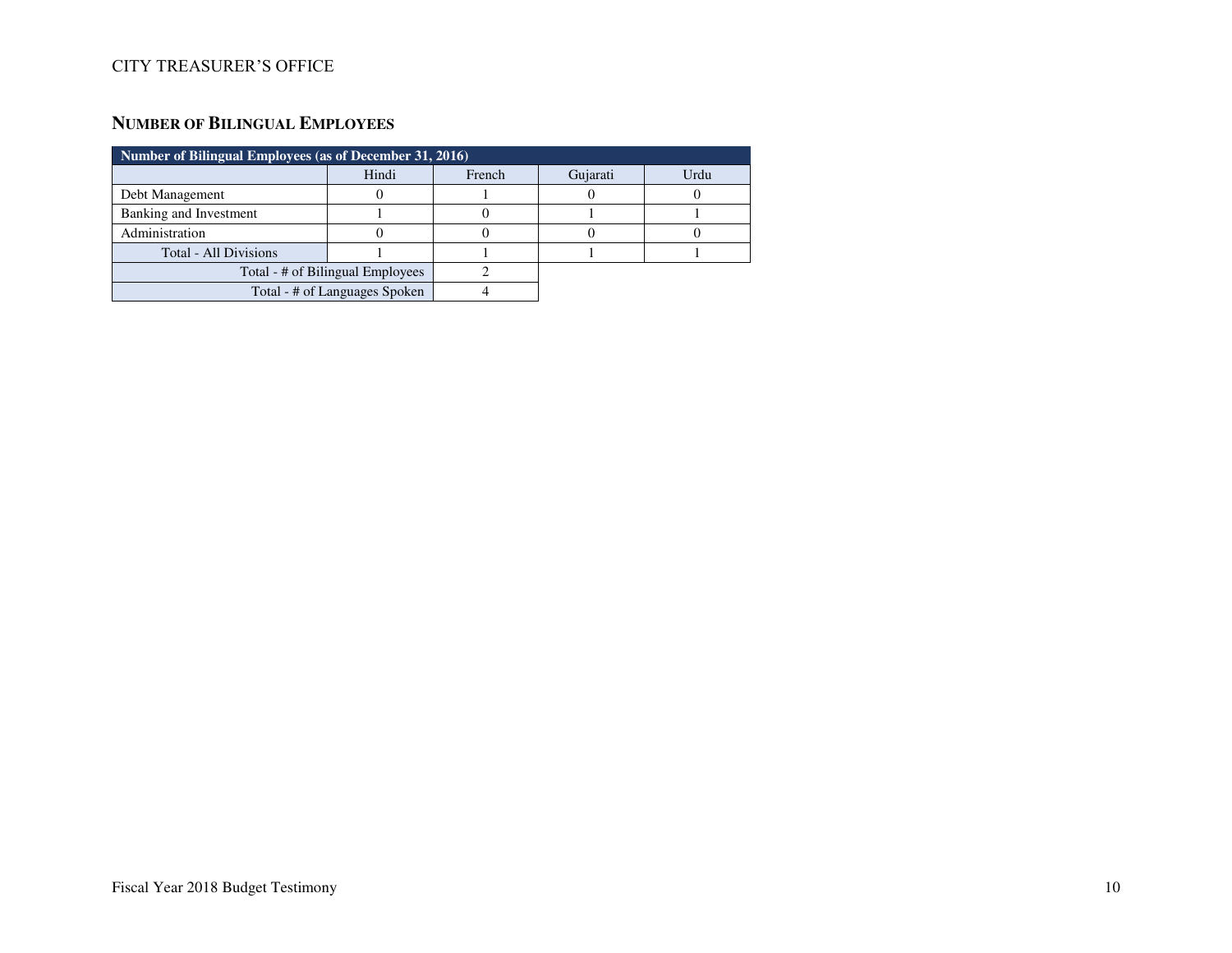## NUMBER OF BILINGUAL EMPLOYEES

| Number of Bilingual Employees (as of December 31, 2016) | | | | |
|---|---|---|---|---|
| | Hindi | French | Gujarati | Urdu |
| Debt Management | 0 | 1 | 0 | 0 |
| Banking and Investment | 1 | 0 | 1 | 1 |
| Administration | 0 | 0 | 0 | 0 |
| Total - All Divisions | 1 | 1 | 1 | 1 |
| Total - # of Bilingual Employees | | 2 | | |
| Total - # of Languages Spoken | | 4 | | |